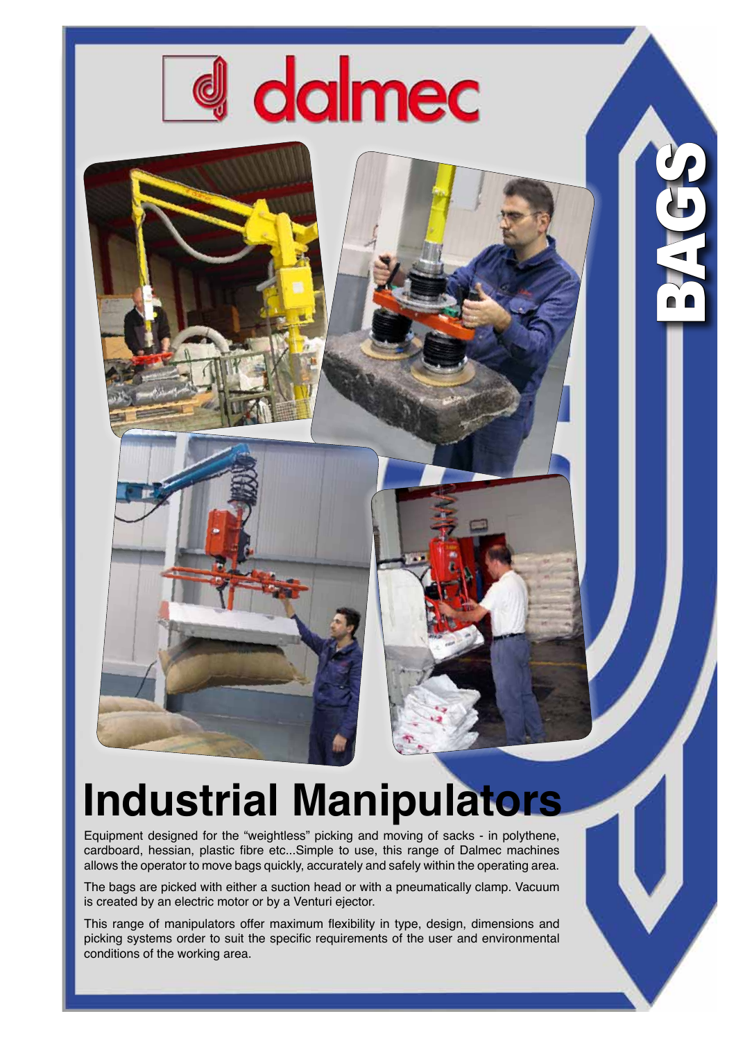dalmec

BAGS

# Industrial Manipulators

Equipment designed for the “weightless” picking and moving of sacks - in polythene, cardboard, hessian, plastic fibre etc...Simple to use, this range of Dalmec machines allows the operator to move bags quickly, accurately and safely within the operating area.

The bags are picked with either a suction head or with a pneumatically clamp. Vacuum is created by an electric motor or by a Venturi ejector.

This range of manipulators offer maximum flexibility in type, design, dimensions and picking systems order to suit the specific requirements of the user and environmental conditions of the working area.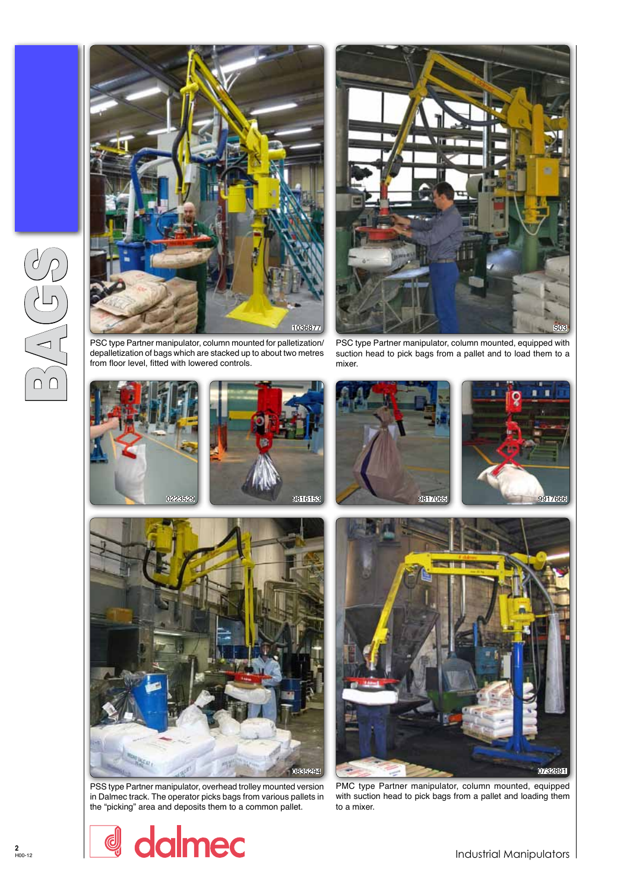# BAGS

PSC type Partner manipulator, column mounted for palletization/ depalletization of bags which are stacked up to about two metres from floor level, fitted with lowered controls.

PSC type Partner manipulator, column mounted, equipped with suction head to pick bags from a pallet and to load them to a mixer.

PSS type Partner manipulator, overhead trolley mounted version in Dalmec track. The operator picks bags from various pallets in the "picking" area and deposits them to a common pallet.

PMC type Partner manipulator, column mounted, equipped with suction head to pick bags from a pallet and loading them to a mixer.

dalmec

Industrial Manipulators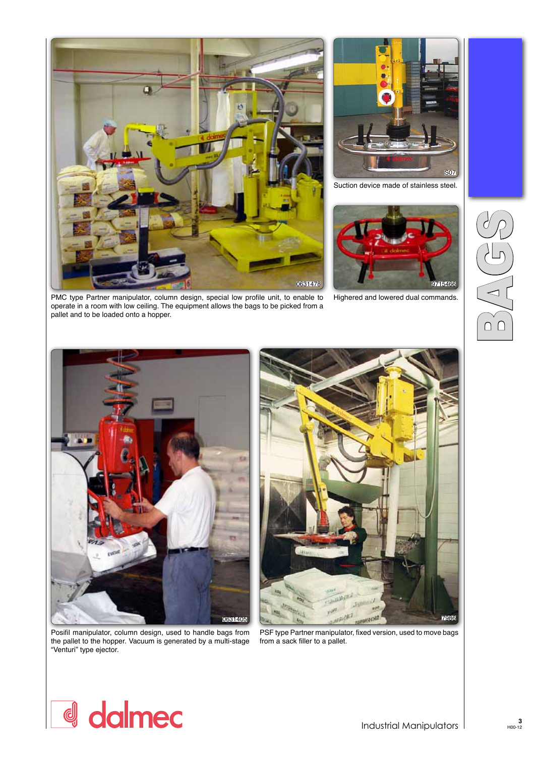PMC type Partner manipulator, column design, special low profile unit, to enable to operate in a room with low ceiling. The equipment allows the bags to be picked from a pallet and to be loaded onto a hopper.

Suction device made of stainless steel.

Highered and lowered dual commands.

BAGS

Posifil manipulator, column design, used to handle bags from the pallet to the hopper. Vacuum is generated by a multi-stage "Venturi" type ejector.

PSF type Partner manipulator, fixed version, used to move bags from a sack filler to a pallet.

dalmec

Industrial Manipulators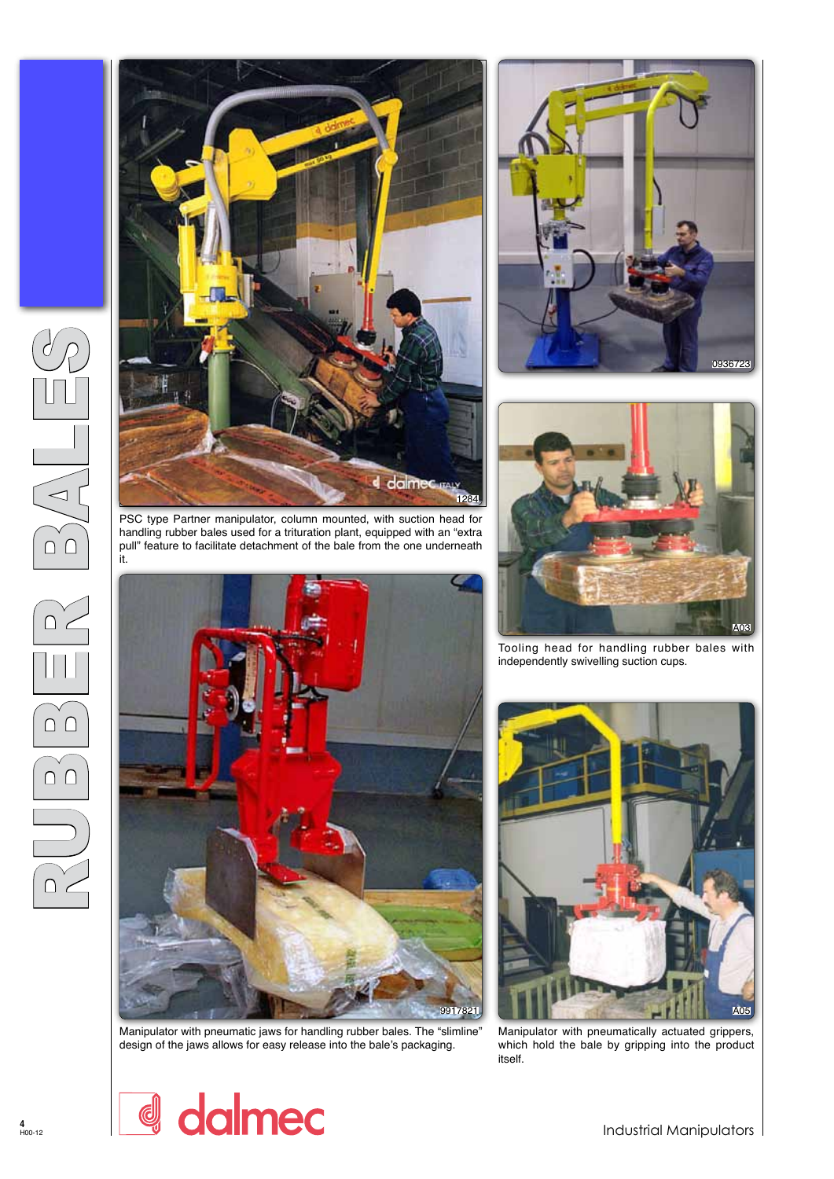# RUBBER BALES

PSC type Partner manipulator, column mounted, with suction head for handling rubber bales used for a trituration plant, equipped with an "extra pull" feature to facilitate detachment of the bale from the one underneath it.

Tooling head for handling rubber bales with independently swivelling suction cups.

Manipulator with pneumatic jaws for handling rubber bales. The "slimline" design of the jaws allows for easy release into the bale's packaging.

Manipulator with pneumatically actuated grippers, which hold the bale by gripping into the product itself.

dalmec

Industrial Manipulators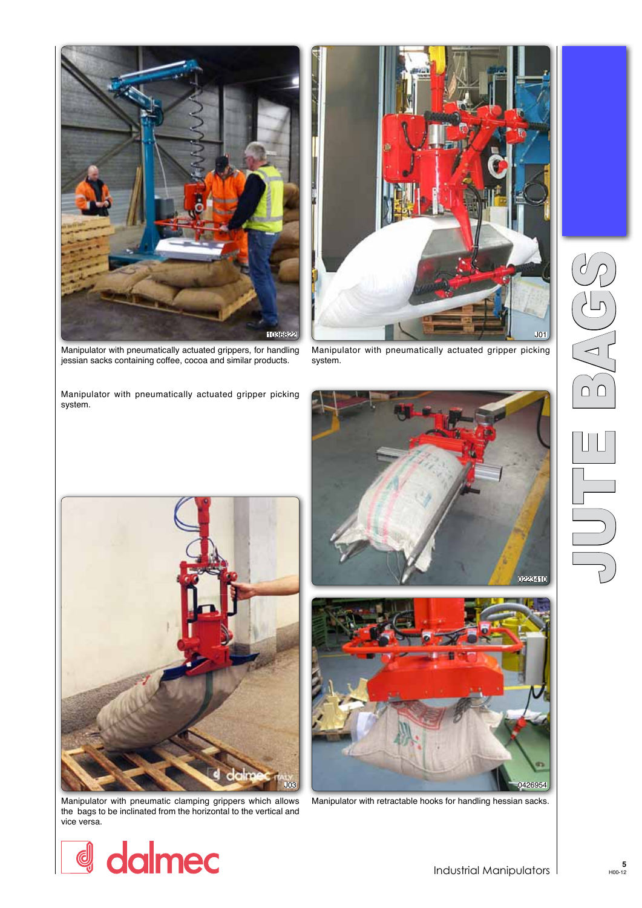# JUTE BAGS

Manipulator with pneumatically actuated grippers, for handling jessian sacks containing coffee, cocoa and similar products.

Manipulator with pneumatically actuated gripper picking system.

Manipulator with pneumatically actuated gripper picking system.

Manipulator with pneumatic clamping grippers which allows the bags to be inclinated from the horizontal to the vertical and vice versa.

Manipulator with retractable hooks for handling hessian sacks.

dalmec

Industrial Manipulators